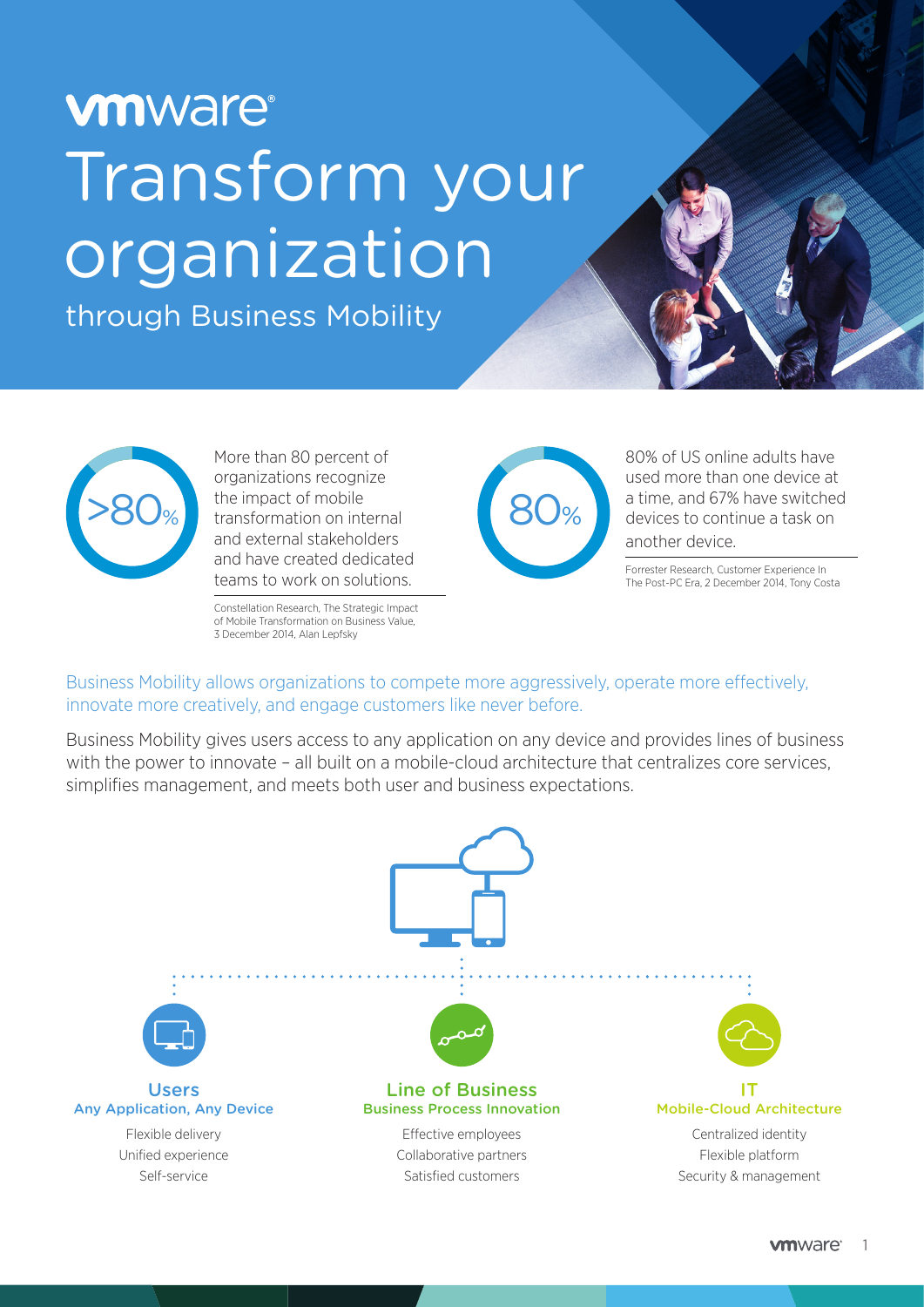vmware

# Transform your organization

## through Business Mobility

>80%

More than 80 percent of organizations recognize the impact of mobile transformation on internal and external stakeholders and have created dedicated teams to work on solutions.

Constellation Research, The Strategic Impact of Mobile Transformation on Business Value, 3 December 2014, Alan Lepfsky

80%

80% of US online adults have used more than one device at a time, and 67% have switched devices to continue a task on another device.

Forrester Research, Customer Experience In The Post-PC Era, 2 December 2014, Tony Costa

Business Mobility allows organizations to compete more aggressively, operate more effectively, innovate more creatively, and engage customers like never before.

Business Mobility gives users access to any application on any device and provides lines of business with the power to innovate – all built on a mobile-cloud architecture that centralizes core services, simplifies management, and meets both user and business expectations.

### Users
**Any Application, Any Device**

- Flexible delivery
- Unified experience
- Self-service

### Line of Business
**Business Process Innovation**

- Effective employees
- Collaborative partners
- Satisfied customers

### IT
**Mobile-Cloud Architecture**

- Centralized identity
- Flexible platform
- Security & management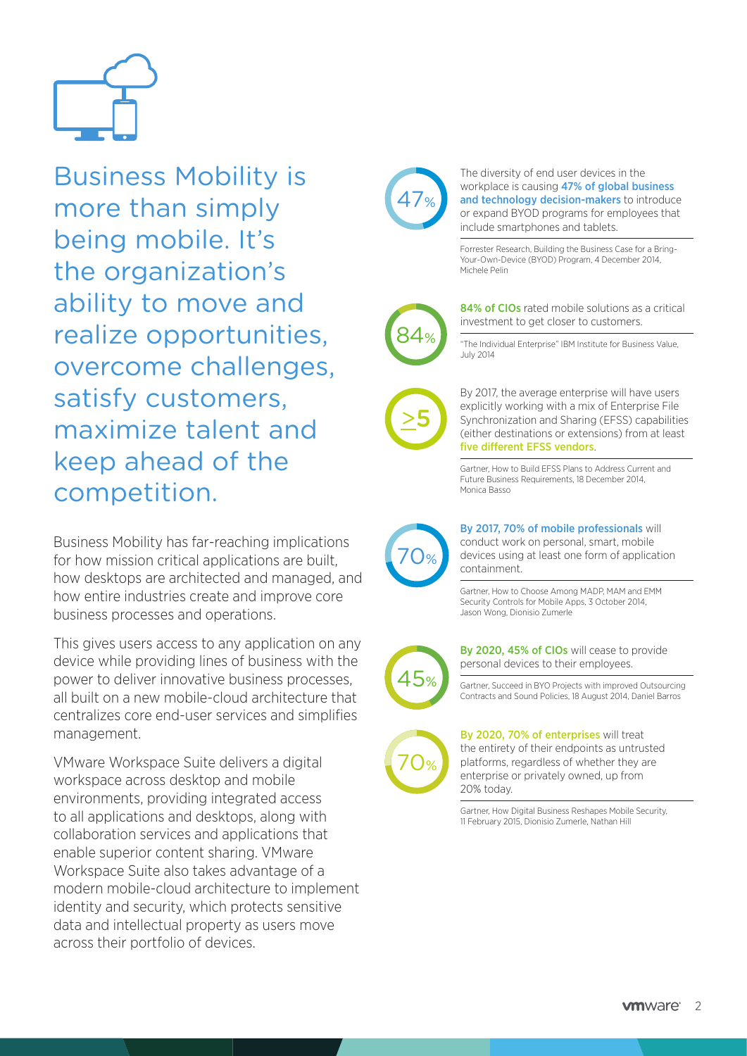# Business Mobility is more than simply being mobile. It's the organization's ability to move and realize opportunities, overcome challenges, satisfy customers, maximize talent and keep ahead of the competition.

Business Mobility has far-reaching implications for how mission critical applications are built, how desktops are architected and managed, and how entire industries create and improve core business processes and operations.

This gives users access to any application on any device while providing lines of business with the power to deliver innovative business processes, all built on a new mobile-cloud architecture that centralizes core end-user services and simplifies management.

VMware Workspace Suite delivers a digital workspace across desktop and mobile environments, providing integrated access to all applications and desktops, along with collaboration services and applications that enable superior content sharing. VMware Workspace Suite also takes advantage of a modern mobile-cloud architecture to implement identity and security, which protects sensitive data and intellectual property as users move across their portfolio of devices.

**47%**

The diversity of end user devices in the workplace is causing **47% of global business and technology decision-makers** to introduce or expand BYOD programs for employees that include smartphones and tablets.

Forrester Research, Building the Business Case for a Bring-Your-Own-Device (BYOD) Program, 4 December 2014, Michele Pelin

**84%**

**84% of CIOs** rated mobile solutions as a critical investment to get closer to customers.

"The Individual Enterprise" IBM Institute for Business Value, July 2014

**≥5**

By 2017, the average enterprise will have users explicitly working with a mix of Enterprise File Synchronization and Sharing (EFSS) capabilities (either destinations or extensions) from at least **five different EFSS vendors**.

Gartner, How to Build EFSS Plans to Address Current and Future Business Requirements, 18 December 2014, Monica Basso

**70%**

**By 2017, 70% of mobile professionals** will conduct work on personal, smart, mobile devices using at least one form of application containment.

Gartner, How to Choose Among MADP, MAM and EMM Security Controls for Mobile Apps, 3 October 2014, Jason Wong, Dionisio Zumerle

**45%**

**By 2020, 45% of CIOs** will cease to provide personal devices to their employees.

Gartner, Succeed in BYO Projects with improved Outsourcing Contracts and Sound Policies, 18 August 2014, Daniel Barros

**70%**

**By 2020, 70% of enterprises** will treat the entirety of their endpoints as untrusted platforms, regardless of whether they are enterprise or privately owned, up from 20% today.

Gartner, How Digital Business Reshapes Mobile Security, 11 February 2015, Dionisio Zumerle, Nathan Hill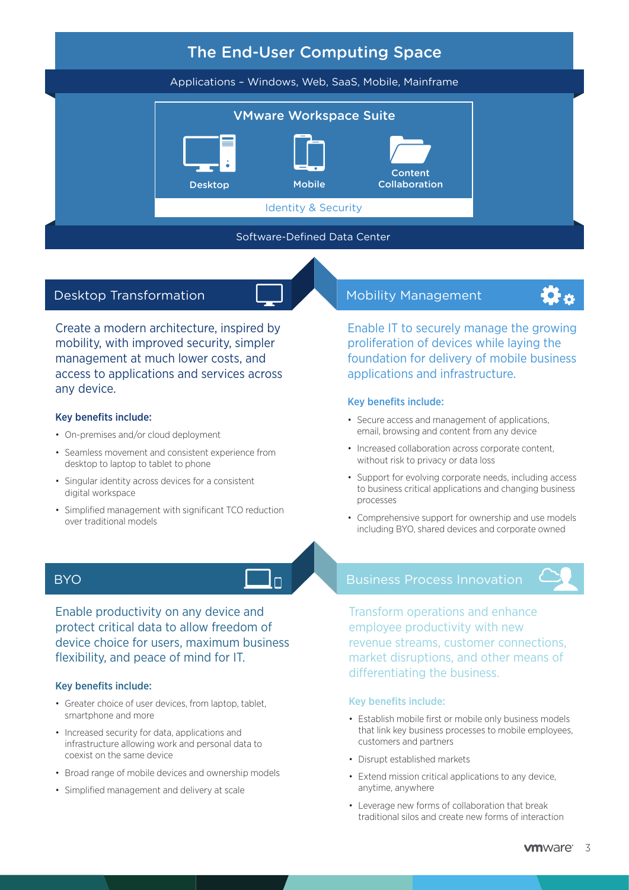## The End-User Computing Space

Applications – Windows, Web, SaaS, Mobile, Mainframe

**VMware Workspace Suite**

- Desktop
- Mobile
- Content Collaboration

Identity & Security

Software-Defined Data Center

## Desktop Transformation

Create a modern architecture, inspired by mobility, with improved security, simpler management at much lower costs, and access to applications and services across any device.

**Key benefits include:**

- On-premises and/or cloud deployment
- Seamless movement and consistent experience from desktop to laptop to tablet to phone
- Singular identity across devices for a consistent digital workspace
- Simplified management with significant TCO reduction over traditional models

## Mobility Management

Enable IT to securely manage the growing proliferation of devices while laying the foundation for delivery of mobile business applications and infrastructure.

**Key benefits include:**

- Secure access and management of applications, email, browsing and content from any device
- Increased collaboration across corporate content, without risk to privacy or data loss
- Support for evolving corporate needs, including access to business critical applications and changing business processes
- Comprehensive support for ownership and use models including BYO, shared devices and corporate owned

## BYO

Enable productivity on any device and protect critical data to allow freedom of device choice for users, maximum business flexibility, and peace of mind for IT.

**Key benefits include:**

- Greater choice of user devices, from laptop, tablet, smartphone and more
- Increased security for data, applications and infrastructure allowing work and personal data to coexist on the same device
- Broad range of mobile devices and ownership models
- Simplified management and delivery at scale

## Business Process Innovation

Transform operations and enhance employee productivity with new revenue streams, customer connections, market disruptions, and other means of differentiating the business.

**Key benefits include:**

- Establish mobile first or mobile only business models that link key business processes to mobile employees, customers and partners
- Disrupt established markets
- Extend mission critical applications to any device, anytime, anywhere
- Leverage new forms of collaboration that break traditional silos and create new forms of interaction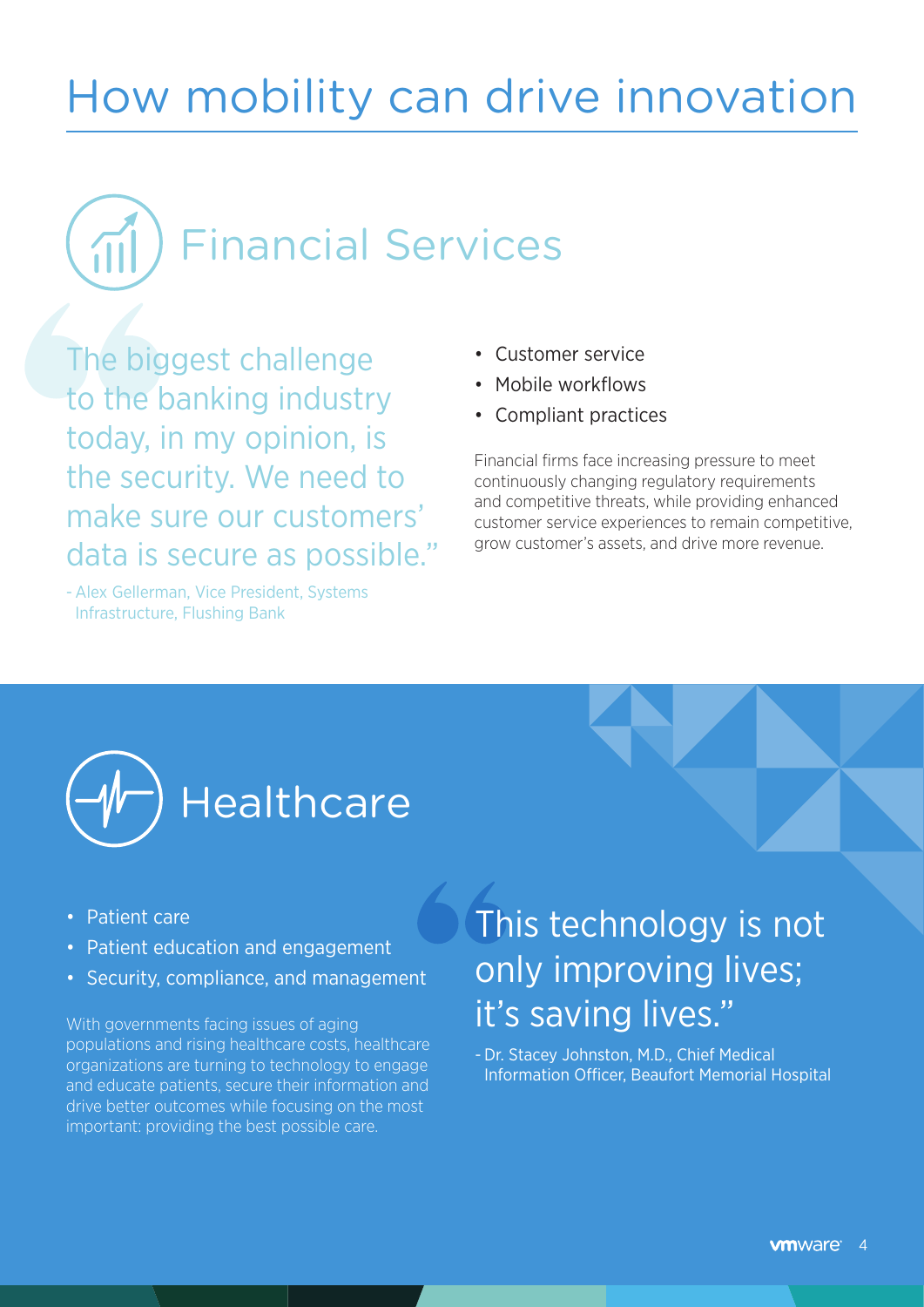# How mobility can drive innovation

## Financial Services

> "The biggest challenge to the banking industry today, in my opinion, is the security. We need to make sure our customers' data is secure as possible."
>
> - Alex Gellerman, Vice President, Systems Infrastructure, Flushing Bank

- Customer service
- Mobile workflows
- Compliant practices

Financial firms face increasing pressure to meet continuously changing regulatory requirements and competitive threats, while providing enhanced customer service experiences to remain competitive, grow customer's assets, and drive more revenue.

## Healthcare

- Patient care
- Patient education and engagement
- Security, compliance, and management

With governments facing issues of aging populations and rising healthcare costs, healthcare organizations are turning to technology to engage and educate patients, secure their information and drive better outcomes while focusing on the most important: providing the best possible care.

> "This technology is not only improving lives; it's saving lives."
>
> - Dr. Stacey Johnston, M.D., Chief Medical Information Officer, Beaufort Memorial Hospital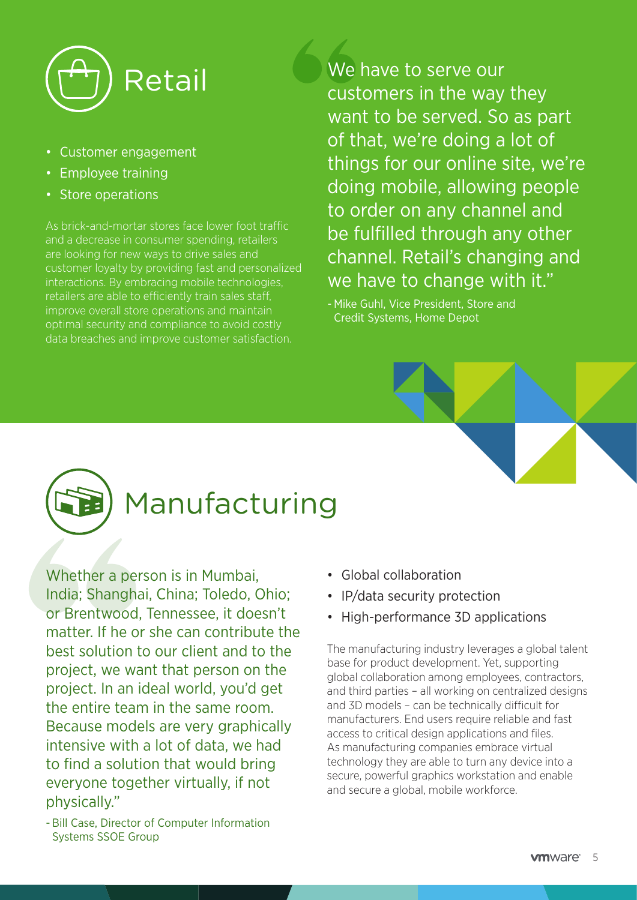# Retail

- Customer engagement
- Employee training
- Store operations

As brick-and-mortar stores face lower foot traffic and a decrease in consumer spending, retailers are looking for new ways to drive sales and customer loyalty by providing fast and personalized interactions. By embracing mobile technologies, retailers are able to efficiently train sales staff, improve overall store operations and maintain optimal security and compliance to avoid costly data breaches and improve customer satisfaction.

> "We have to serve our customers in the way they want to be served. So as part of that, we're doing a lot of things for our online site, we're doing mobile, allowing people to order on any channel and be fulfilled through any other channel. Retail's changing and we have to change with it."
>
> - Mike Guhl, Vice President, Store and Credit Systems, Home Depot

# Manufacturing

> "Whether a person is in Mumbai, India; Shanghai, China; Toledo, Ohio; or Brentwood, Tennessee, it doesn't matter. If he or she can contribute the best solution to our client and to the project, we want that person on the project. In an ideal world, you'd get the entire team in the same room. Because models are very graphically intensive with a lot of data, we had to find a solution that would bring everyone together virtually, if not physically."
>
> - Bill Case, Director of Computer Information Systems SSOE Group

- Global collaboration
- IP/data security protection
- High-performance 3D applications

The manufacturing industry leverages a global talent base for product development. Yet, supporting global collaboration among employees, contractors, and third parties – all working on centralized designs and 3D models – can be technically difficult for manufacturers. End users require reliable and fast access to critical design applications and files. As manufacturing companies embrace virtual technology they are able to turn any device into a secure, powerful graphics workstation and enable and secure a global, mobile workforce.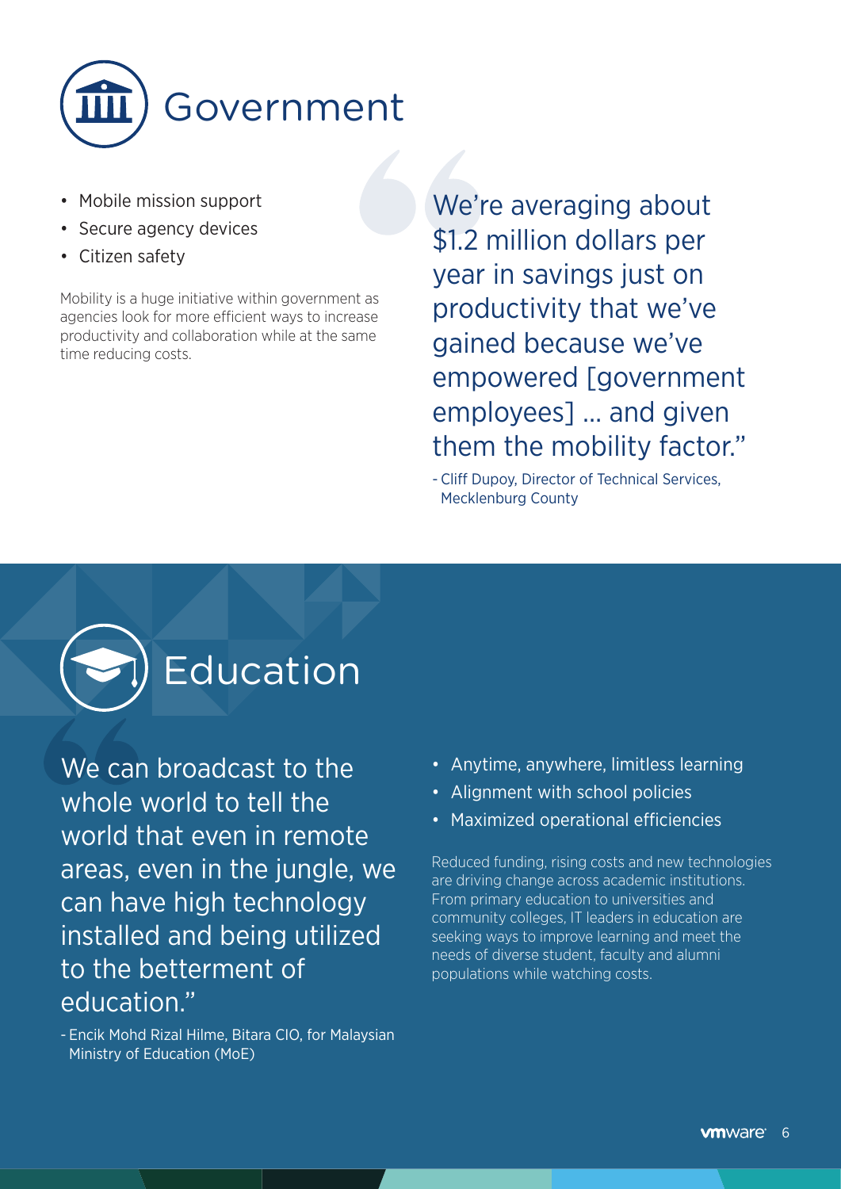# Government

- Mobile mission support
- Secure agency devices
- Citizen safety

Mobility is a huge initiative within government as agencies look for more efficient ways to increase productivity and collaboration while at the same time reducing costs.

> We're averaging about $1.2 million dollars per year in savings just on productivity that we've gained because we've empowered [government employees] ... and given them the mobility factor."
>
> - Cliff Dupoy, Director of Technical Services, Mecklenburg County

# Education

> We can broadcast to the whole world to tell the world that even in remote areas, even in the jungle, we can have high technology installed and being utilized to the betterment of education."
>
> - Encik Mohd Rizal Hilme, Bitara CIO, for Malaysian Ministry of Education (MoE)

- Anytime, anywhere, limitless learning
- Alignment with school policies
- Maximized operational efficiencies

Reduced funding, rising costs and new technologies are driving change across academic institutions. From primary education to universities and community colleges, IT leaders in education are seeking ways to improve learning and meet the needs of diverse student, faculty and alumni populations while watching costs.